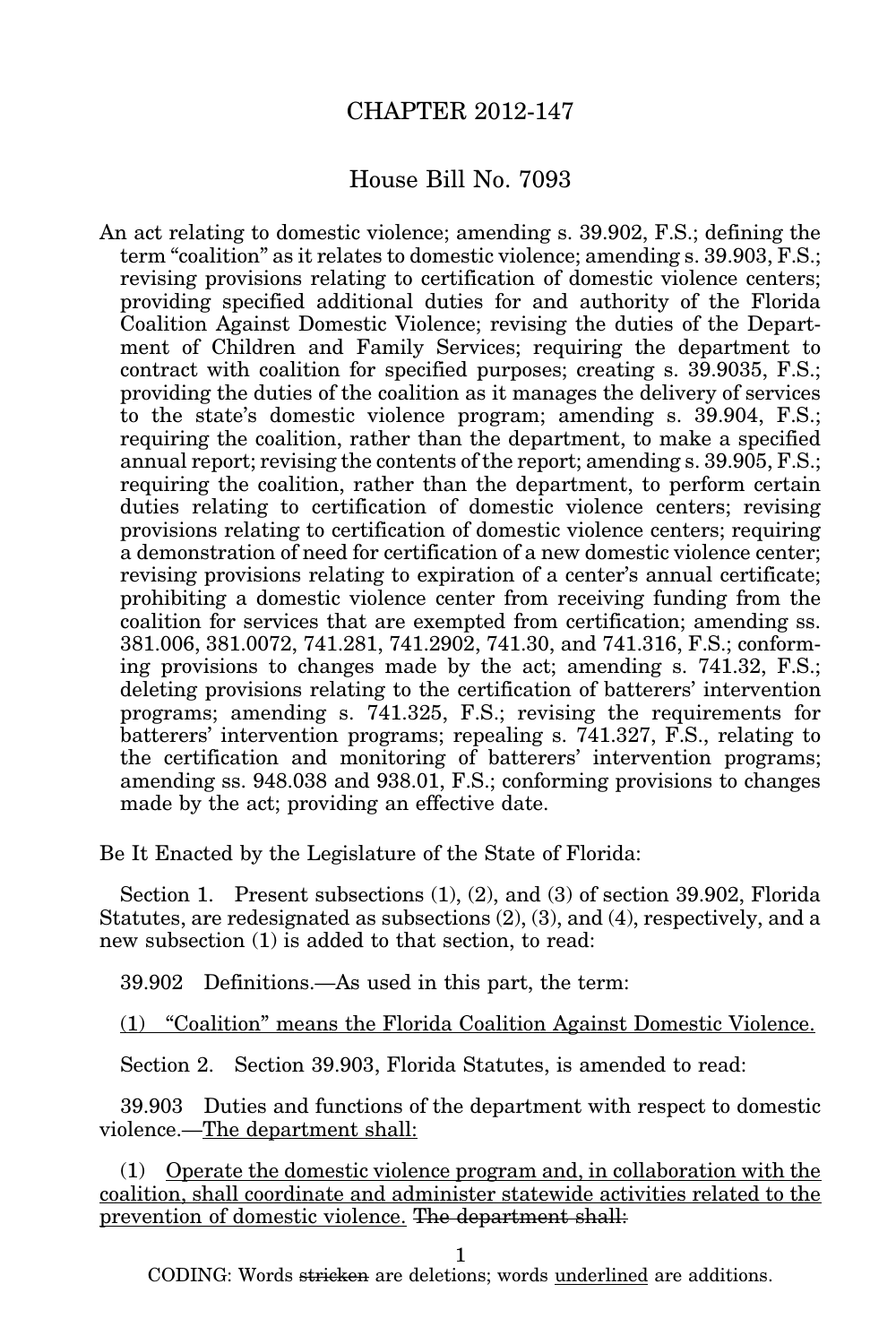# CHAPTER 2012-147

## House Bill No. 7093

An act relating to domestic violence; amending s. 39.902, F.S.; defining the term "coalition" as it relates to domestic violence; amending s. 39.903, F.S.; revising provisions relating to certification of domestic violence centers; providing specified additional duties for and authority of the Florida Coalition Against Domestic Violence; revising the duties of the Department of Children and Family Services; requiring the department to contract with coalition for specified purposes; creating s. 39.9035, F.S.; providing the duties of the coalition as it manages the delivery of services to the state's domestic violence program; amending s. 39.904, F.S.; requiring the coalition, rather than the department, to make a specified annual report; revising the contents of the report; amending s. 39.905, F.S.; requiring the coalition, rather than the department, to perform certain duties relating to certification of domestic violence centers; revising provisions relating to certification of domestic violence centers; requiring a demonstration of need for certification of a new domestic violence center; revising provisions relating to expiration of a center's annual certificate; prohibiting a domestic violence center from receiving funding from the coalition for services that are exempted from certification; amending ss. 381.006, 381.0072, 741.281, 741.2902, 741.30, and 741.316, F.S.; conforming provisions to changes made by the act; amending s. 741.32, F.S.; deleting provisions relating to the certification of batterers' intervention programs; amending s. 741.325, F.S.; revising the requirements for batterers' intervention programs; repealing s. 741.327, F.S., relating to the certification and monitoring of batterers' intervention programs; amending ss. 948.038 and 938.01, F.S.; conforming provisions to changes made by the act; providing an effective date.

Be It Enacted by the Legislature of the State of Florida:

Section 1. Present subsections (1), (2), and (3) of section 39.902, Florida Statutes, are redesignated as subsections (2), (3), and (4), respectively, and a new subsection (1) is added to that section, to read:

39.902 Definitions.—As used in this part, the term:

<u>(1) "Coalition" means the Florida Coalition Against Domestic Violence.</u>

Section 2. Section 39.903, Florida Statutes, is amended to read:

39.903 Duties and functions of the department with respect to domestic violence.—<u>The department shall:</u>

<u>(1) Operate the domestic violence program and, in collaboration with the coalition, shall coordinate and administer statewide activities related to the prevention of domestic violence.</u> ~~The department shall:~~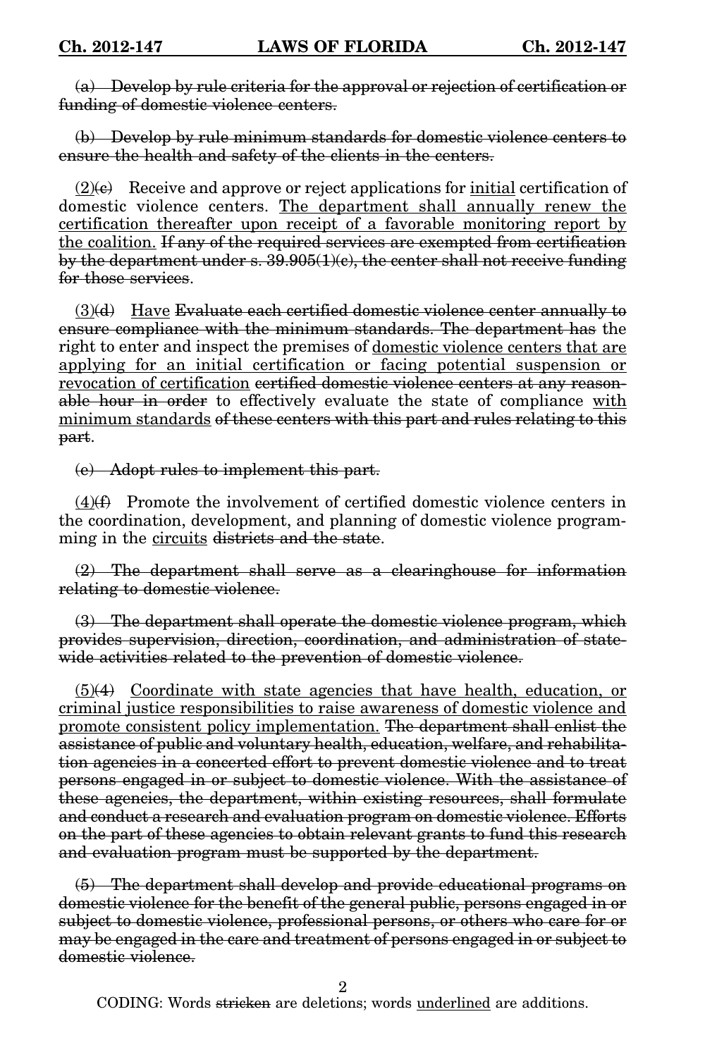~~(a) Develop by rule criteria for the approval or rejection of certification or funding of domestic violence centers.~~

~~(b) Develop by rule minimum standards for domestic violence centers to ensure the health and safety of the clients in the centers.~~

<u>(2)</u>~~(c)~~ Receive and approve or reject applications for <u>initial</u> certification of domestic violence centers. <u>The department shall annually renew the certification thereafter upon receipt of a favorable monitoring report by the coalition.</u> ~~If any of the required services are exempted from certification by the department under s. 39.905(1)(c), the center shall not receive funding for those services~~.

<u>(3)</u>~~(d)~~ <u>Have</u> ~~Evaluate each certified domestic violence center annually to ensure compliance with the minimum standards. The department has~~ the right to enter and inspect the premises of <u>domestic violence centers that are applying for an initial certification or facing potential suspension or revocation of certification</u> ~~certified domestic violence centers at any reasonable hour in order~~ to effectively evaluate the state of compliance <u>with minimum standards</u> ~~of these centers with this part and rules relating to this part~~.

~~(e) Adopt rules to implement this part.~~

<u>(4)</u>~~(f)~~ Promote the involvement of certified domestic violence centers in the coordination, development, and planning of domestic violence programming in the <u>circuits</u> ~~districts and the state~~.

~~(2) The department shall serve as a clearinghouse for information relating to domestic violence.~~

~~(3) The department shall operate the domestic violence program, which provides supervision, direction, coordination, and administration of statewide activities related to the prevention of domestic violence.~~

<u>(5)</u>~~(4)~~ <u>Coordinate with state agencies that have health, education, or criminal justice responsibilities to raise awareness of domestic violence and promote consistent policy implementation.</u> ~~The department shall enlist the assistance of public and voluntary health, education, welfare, and rehabilitation agencies in a concerted effort to prevent domestic violence and to treat persons engaged in or subject to domestic violence. With the assistance of these agencies, the department, within existing resources, shall formulate and conduct a research and evaluation program on domestic violence. Efforts on the part of these agencies to obtain relevant grants to fund this research and evaluation program must be supported by the department.~~

~~(5) The department shall develop and provide educational programs on domestic violence for the benefit of the general public, persons engaged in or subject to domestic violence, professional persons, or others who care for or may be engaged in the care and treatment of persons engaged in or subject to domestic violence.~~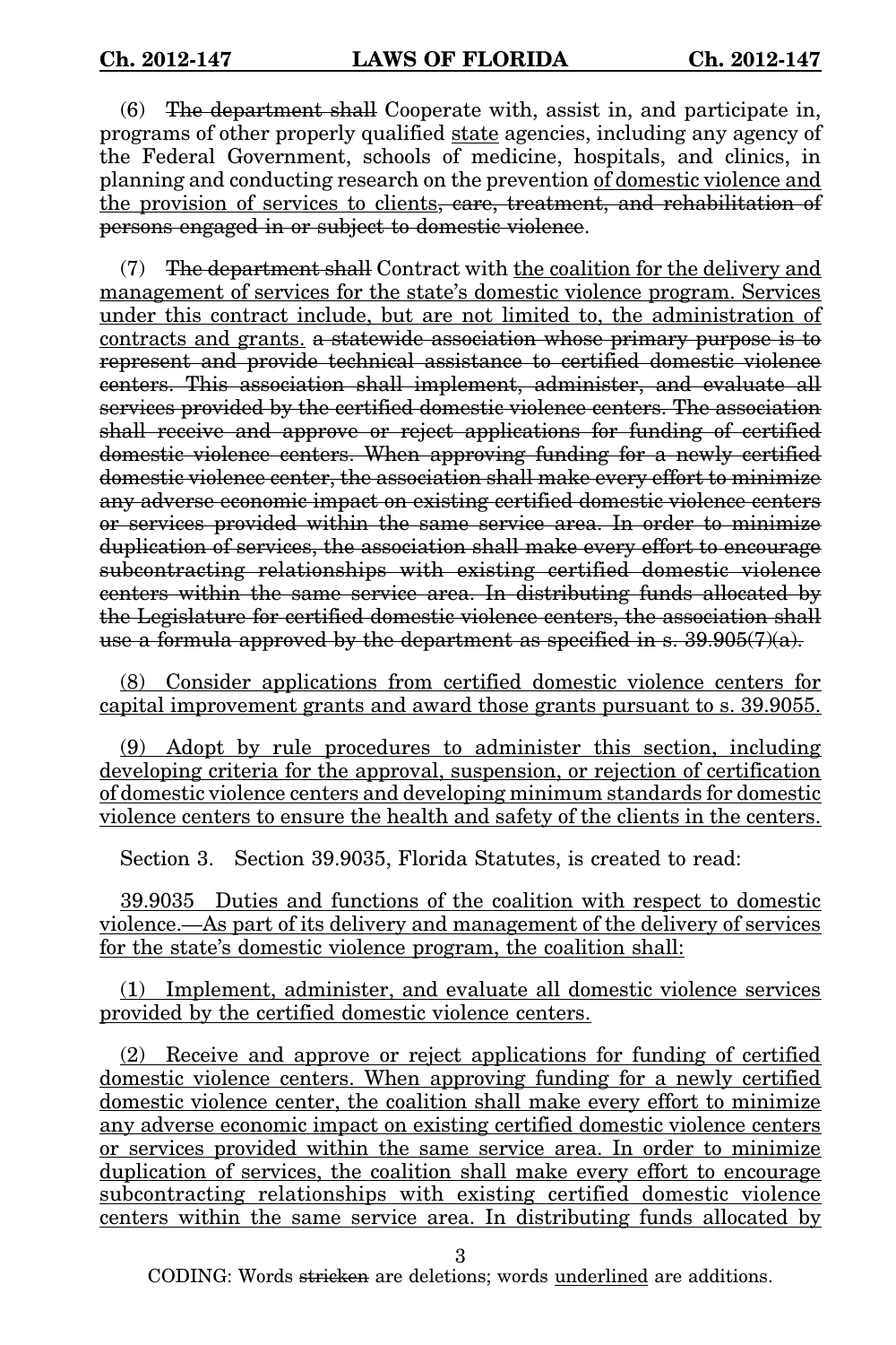(6) ~~The department shall~~ Cooperate with, assist in, and participate in, programs of other properly qualified <u>state</u> agencies, including any agency of the Federal Government, schools of medicine, hospitals, and clinics, in planning and conducting research on the prevention <u>of domestic violence and the provision of services to clients</u>~~, care, treatment, and rehabilitation of persons engaged in or subject to domestic violence~~.

(7) ~~The department shall~~ Contract with <u>the coalition for the delivery and management of services for the state's domestic violence program. Services under this contract include, but are not limited to, the administration of contracts and grants.</u> ~~a statewide association whose primary purpose is to represent and provide technical assistance to certified domestic violence centers. This association shall implement, administer, and evaluate all services provided by the certified domestic violence centers. The association shall receive and approve or reject applications for funding of certified domestic violence centers. When approving funding for a newly certified domestic violence center, the association shall make every effort to minimize any adverse economic impact on existing certified domestic violence centers or services provided within the same service area. In order to minimize duplication of services, the association shall make every effort to encourage subcontracting relationships with existing certified domestic violence centers within the same service area. In distributing funds allocated by the Legislature for certified domestic violence centers, the association shall use a formula approved by the department as specified in s. 39.905(7)(a).~~

<u>(8) Consider applications from certified domestic violence centers for capital improvement grants and award those grants pursuant to s. 39.9055.</u>

<u>(9) Adopt by rule procedures to administer this section, including developing criteria for the approval, suspension, or rejection of certification of domestic violence centers and developing minimum standards for domestic violence centers to ensure the health and safety of the clients in the centers.</u>

Section 3. Section 39.9035, Florida Statutes, is created to read:

<u>39.9035 Duties and functions of the coalition with respect to domestic violence.—As part of its delivery and management of the delivery of services for the state's domestic violence program, the coalition shall:</u>

<u>(1) Implement, administer, and evaluate all domestic violence services provided by the certified domestic violence centers.</u>

<u>(2) Receive and approve or reject applications for funding of certified domestic violence centers. When approving funding for a newly certified domestic violence center, the coalition shall make every effort to minimize any adverse economic impact on existing certified domestic violence centers or services provided within the same service area. In order to minimize duplication of services, the coalition shall make every effort to encourage subcontracting relationships with existing certified domestic violence centers within the same service area. In distributing funds allocated by</u>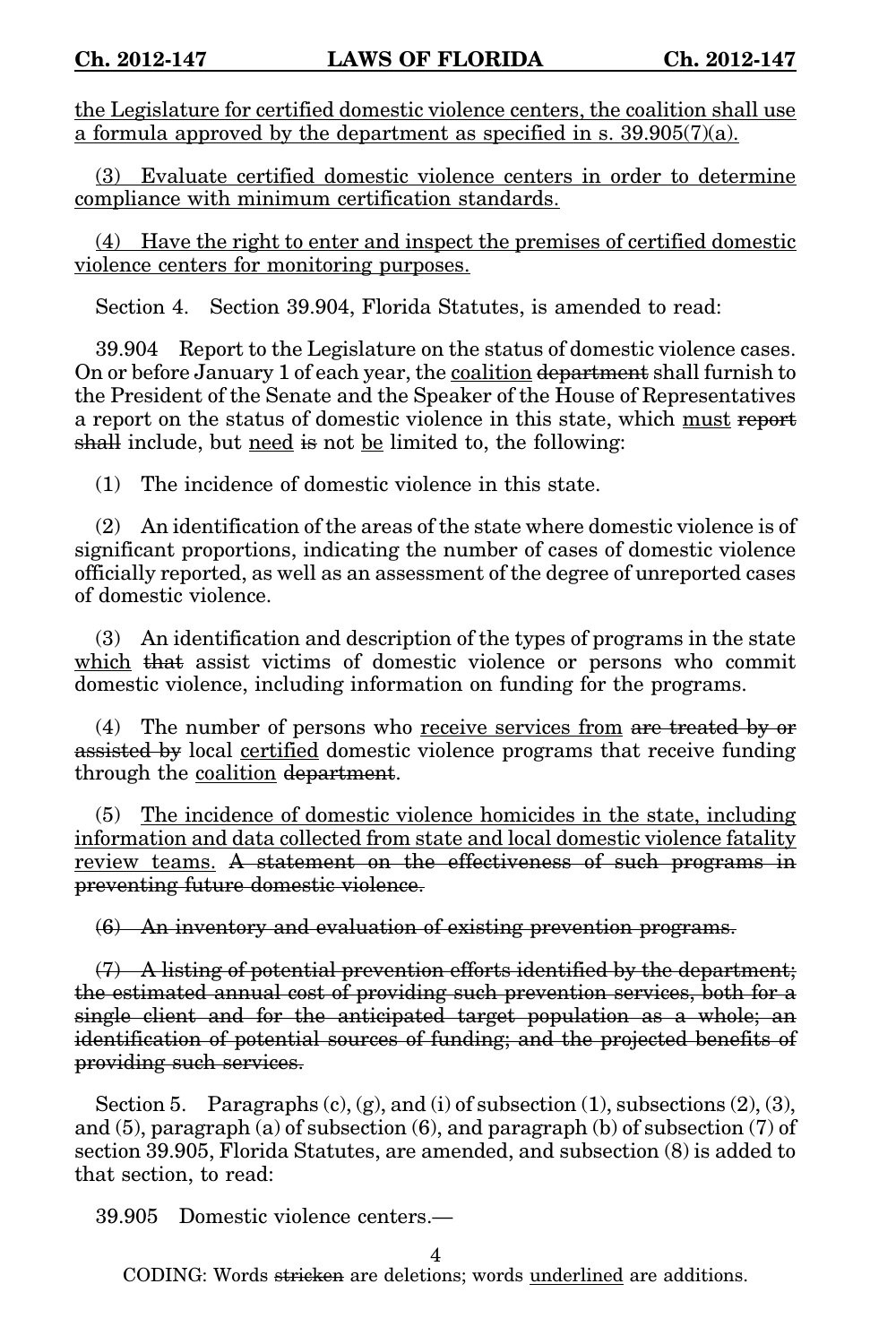<u>the Legislature for certified domestic violence centers, the coalition shall use a formula approved by the department as specified in s. 39.905(7)(a).</u>

<u>(3) Evaluate certified domestic violence centers in order to determine compliance with minimum certification standards.</u>

<u>(4) Have the right to enter and inspect the premises of certified domestic violence centers for monitoring purposes.</u>

Section 4. Section 39.904, Florida Statutes, is amended to read:

39.904 Report to the Legislature on the status of domestic violence cases. On or before January 1 of each year, the <u>coalition</u> ~~department~~ shall furnish to the President of the Senate and the Speaker of the House of Representatives a report on the status of domestic violence in this state, which <u>must</u> ~~report shall~~ include, but <u>need</u> ~~is~~ not <u>be</u> limited to, the following:

(1) The incidence of domestic violence in this state.

(2) An identification of the areas of the state where domestic violence is of significant proportions, indicating the number of cases of domestic violence officially reported, as well as an assessment of the degree of unreported cases of domestic violence.

(3) An identification and description of the types of programs in the state <u>which</u> ~~that~~ assist victims of domestic violence or persons who commit domestic violence, including information on funding for the programs.

(4) The number of persons who <u>receive services from</u> ~~are treated by or assisted by~~ local <u>certified</u> domestic violence programs that receive funding through the <u>coalition</u> ~~department~~.

(5) <u>The incidence of domestic violence homicides in the state, including information and data collected from state and local domestic violence fatality review teams.</u> ~~A statement on the effectiveness of such programs in preventing future domestic violence.~~

~~(6) An inventory and evaluation of existing prevention programs.~~

~~(7) A listing of potential prevention efforts identified by the department; the estimated annual cost of providing such prevention services, both for a single client and for the anticipated target population as a whole; an identification of potential sources of funding; and the projected benefits of providing such services.~~

Section 5. Paragraphs (c), (g), and (i) of subsection (1), subsections (2), (3), and (5), paragraph (a) of subsection (6), and paragraph (b) of subsection (7) of section 39.905, Florida Statutes, are amended, and subsection (8) is added to that section, to read:

39.905 Domestic violence centers.—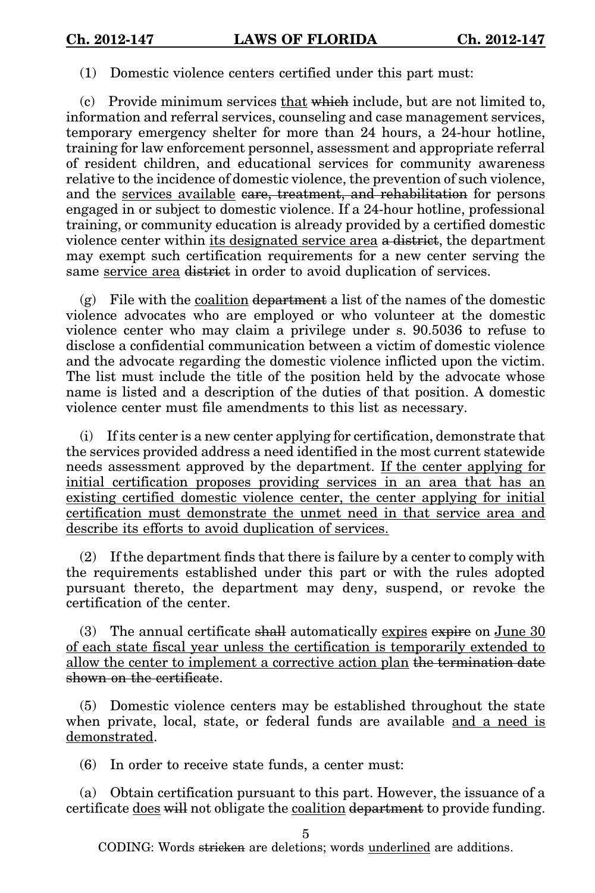(1) Domestic violence centers certified under this part must:

(c) Provide minimum services <u>that</u> ~~which~~ include, but are not limited to, information and referral services, counseling and case management services, temporary emergency shelter for more than 24 hours, a 24-hour hotline, training for law enforcement personnel, assessment and appropriate referral of resident children, and educational services for community awareness relative to the incidence of domestic violence, the prevention of such violence, and the <u>services available</u> ~~care, treatment, and rehabilitation~~ for persons engaged in or subject to domestic violence. If a 24-hour hotline, professional training, or community education is already provided by a certified domestic violence center within <u>its designated service area</u> ~~a district~~, the department may exempt such certification requirements for a new center serving the same <u>service area</u> ~~district~~ in order to avoid duplication of services.

(g) File with the <u>coalition</u> ~~department~~ a list of the names of the domestic violence advocates who are employed or who volunteer at the domestic violence center who may claim a privilege under s. 90.5036 to refuse to disclose a confidential communication between a victim of domestic violence and the advocate regarding the domestic violence inflicted upon the victim. The list must include the title of the position held by the advocate whose name is listed and a description of the duties of that position. A domestic violence center must file amendments to this list as necessary.

(i) If its center is a new center applying for certification, demonstrate that the services provided address a need identified in the most current statewide needs assessment approved by the department. <u>If the center applying for initial certification proposes providing services in an area that has an existing certified domestic violence center, the center applying for initial certification must demonstrate the unmet need in that service area and describe its efforts to avoid duplication of services.</u>

(2) If the department finds that there is failure by a center to comply with the requirements established under this part or with the rules adopted pursuant thereto, the department may deny, suspend, or revoke the certification of the center.

(3) The annual certificate ~~shall~~ automatically <u>expires</u> ~~expire~~ on <u>June 30 of each state fiscal year unless the certification is temporarily extended to allow the center to implement a corrective action plan</u> ~~the termination date shown on the certificate~~.

(5) Domestic violence centers may be established throughout the state when private, local, state, or federal funds are available <u>and a need is demonstrated</u>.

(6) In order to receive state funds, a center must:

(a) Obtain certification pursuant to this part. However, the issuance of a certificate <u>does</u> ~~will~~ not obligate the <u>coalition</u> ~~department~~ to provide funding.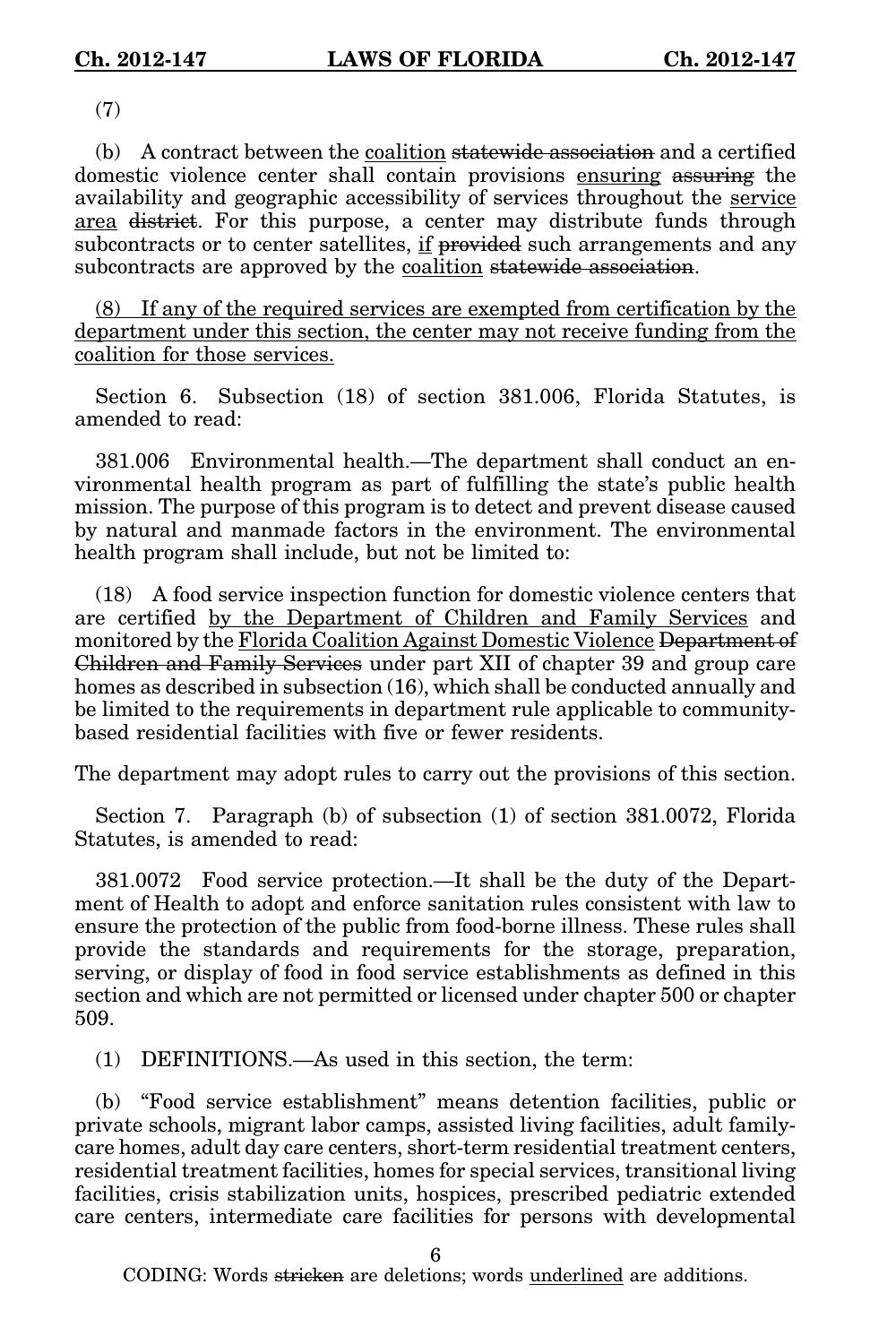(7)

(b) A contract between the <u>coalition</u> ~~statewide association~~ and a certified domestic violence center shall contain provisions <u>ensuring</u> ~~assuring~~ the availability and geographic accessibility of services throughout the <u>service area</u> ~~district~~. For this purpose, a center may distribute funds through subcontracts or to center satellites, <u>if</u> ~~provided~~ such arrangements and any subcontracts are approved by the <u>coalition</u> ~~statewide association~~.

<u>(8) If any of the required services are exempted from certification by the department under this section, the center may not receive funding from the coalition for those services.</u>

Section 6. Subsection (18) of section 381.006, Florida Statutes, is amended to read:

381.006 Environmental health.—The department shall conduct an environmental health program as part of fulfilling the state's public health mission. The purpose of this program is to detect and prevent disease caused by natural and manmade factors in the environment. The environmental health program shall include, but not be limited to:

(18) A food service inspection function for domestic violence centers that are certified <u>by the Department of Children and Family Services</u> and monitored by the <u>Florida Coalition Against Domestic Violence</u> ~~Department of Children and Family Services~~ under part XII of chapter 39 and group care homes as described in subsection (16), which shall be conducted annually and be limited to the requirements in department rule applicable to community-based residential facilities with five or fewer residents.

The department may adopt rules to carry out the provisions of this section.

Section 7. Paragraph (b) of subsection (1) of section 381.0072, Florida Statutes, is amended to read:

381.0072 Food service protection.—It shall be the duty of the Department of Health to adopt and enforce sanitation rules consistent with law to ensure the protection of the public from food-borne illness. These rules shall provide the standards and requirements for the storage, preparation, serving, or display of food in food service establishments as defined in this section and which are not permitted or licensed under chapter 500 or chapter 509.

(1) DEFINITIONS.—As used in this section, the term:

(b) "Food service establishment" means detention facilities, public or private schools, migrant labor camps, assisted living facilities, adult family-care homes, adult day care centers, short-term residential treatment centers, residential treatment facilities, homes for special services, transitional living facilities, crisis stabilization units, hospices, prescribed pediatric extended care centers, intermediate care facilities for persons with developmental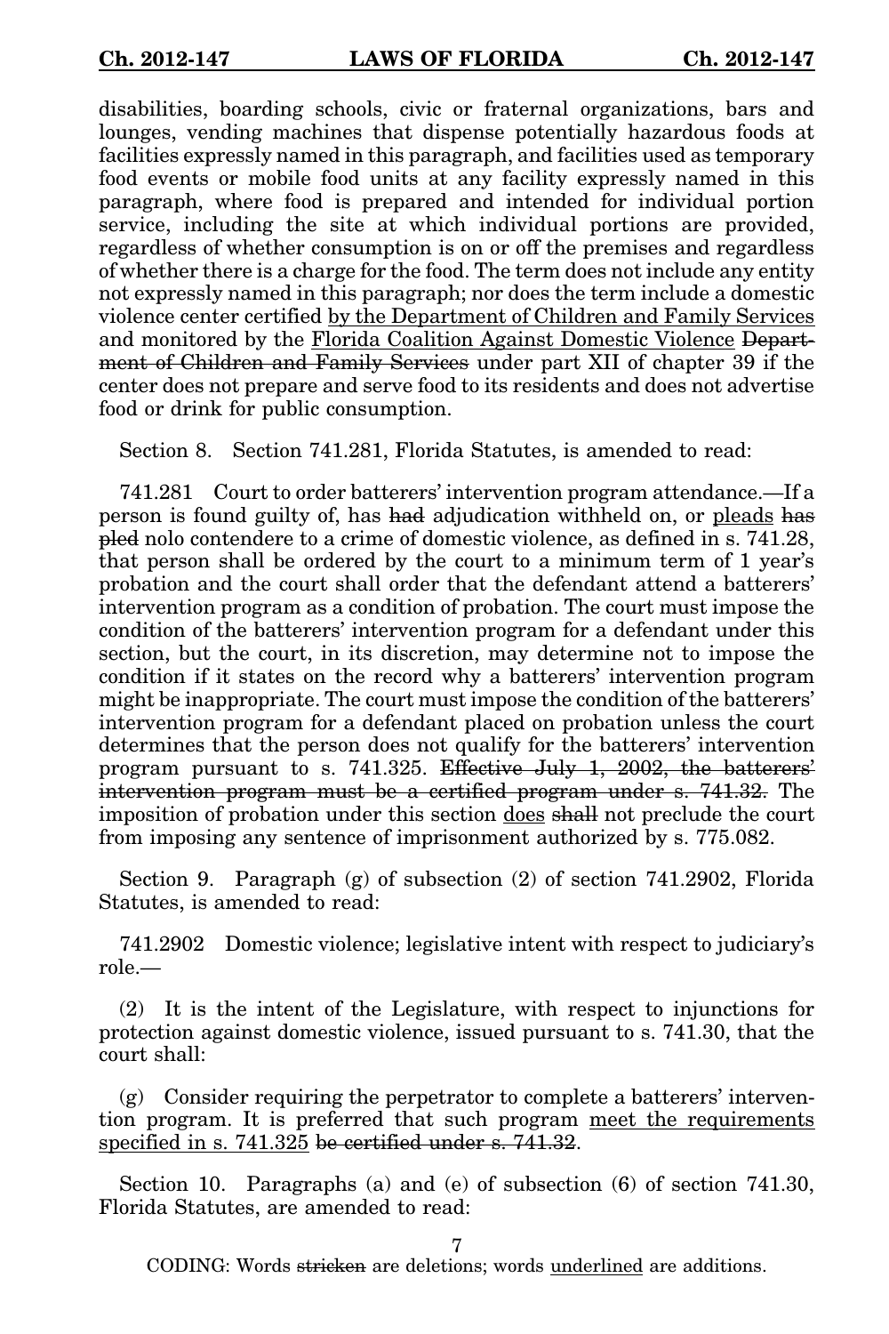disabilities, boarding schools, civic or fraternal organizations, bars and lounges, vending machines that dispense potentially hazardous foods at facilities expressly named in this paragraph, and facilities used as temporary food events or mobile food units at any facility expressly named in this paragraph, where food is prepared and intended for individual portion service, including the site at which individual portions are provided, regardless of whether consumption is on or off the premises and regardless of whether there is a charge for the food. The term does not include any entity not expressly named in this paragraph; nor does the term include a domestic violence center certified <u>by the Department of Children and Family Services</u> and monitored by the <u>Florida Coalition Against Domestic Violence</u> ~~Department of Children and Family Services~~ under part XII of chapter 39 if the center does not prepare and serve food to its residents and does not advertise food or drink for public consumption.

Section 8. Section 741.281, Florida Statutes, is amended to read:

741.281 Court to order batterers' intervention program attendance.—If a person is found guilty of, has ~~had~~ adjudication withheld on, or <u>pleads</u> ~~has pled~~ nolo contendere to a crime of domestic violence, as defined in s. 741.28, that person shall be ordered by the court to a minimum term of 1 year's probation and the court shall order that the defendant attend a batterers' intervention program as a condition of probation. The court must impose the condition of the batterers' intervention program for a defendant under this section, but the court, in its discretion, may determine not to impose the condition if it states on the record why a batterers' intervention program might be inappropriate. The court must impose the condition of the batterers' intervention program for a defendant placed on probation unless the court determines that the person does not qualify for the batterers' intervention program pursuant to s. 741.325. ~~Effective July 1, 2002, the batterers' intervention program must be a certified program under s. 741.32.~~ The imposition of probation under this section <u>does</u> ~~shall~~ not preclude the court from imposing any sentence of imprisonment authorized by s. 775.082.

Section 9. Paragraph (g) of subsection (2) of section 741.2902, Florida Statutes, is amended to read:

741.2902 Domestic violence; legislative intent with respect to judiciary's role.—

(2) It is the intent of the Legislature, with respect to injunctions for protection against domestic violence, issued pursuant to s. 741.30, that the court shall:

(g) Consider requiring the perpetrator to complete a batterers' intervention program. It is preferred that such program <u>meet the requirements specified in s. 741.325</u> ~~be certified under s. 741.32~~.

Section 10. Paragraphs (a) and (e) of subsection (6) of section 741.30, Florida Statutes, are amended to read: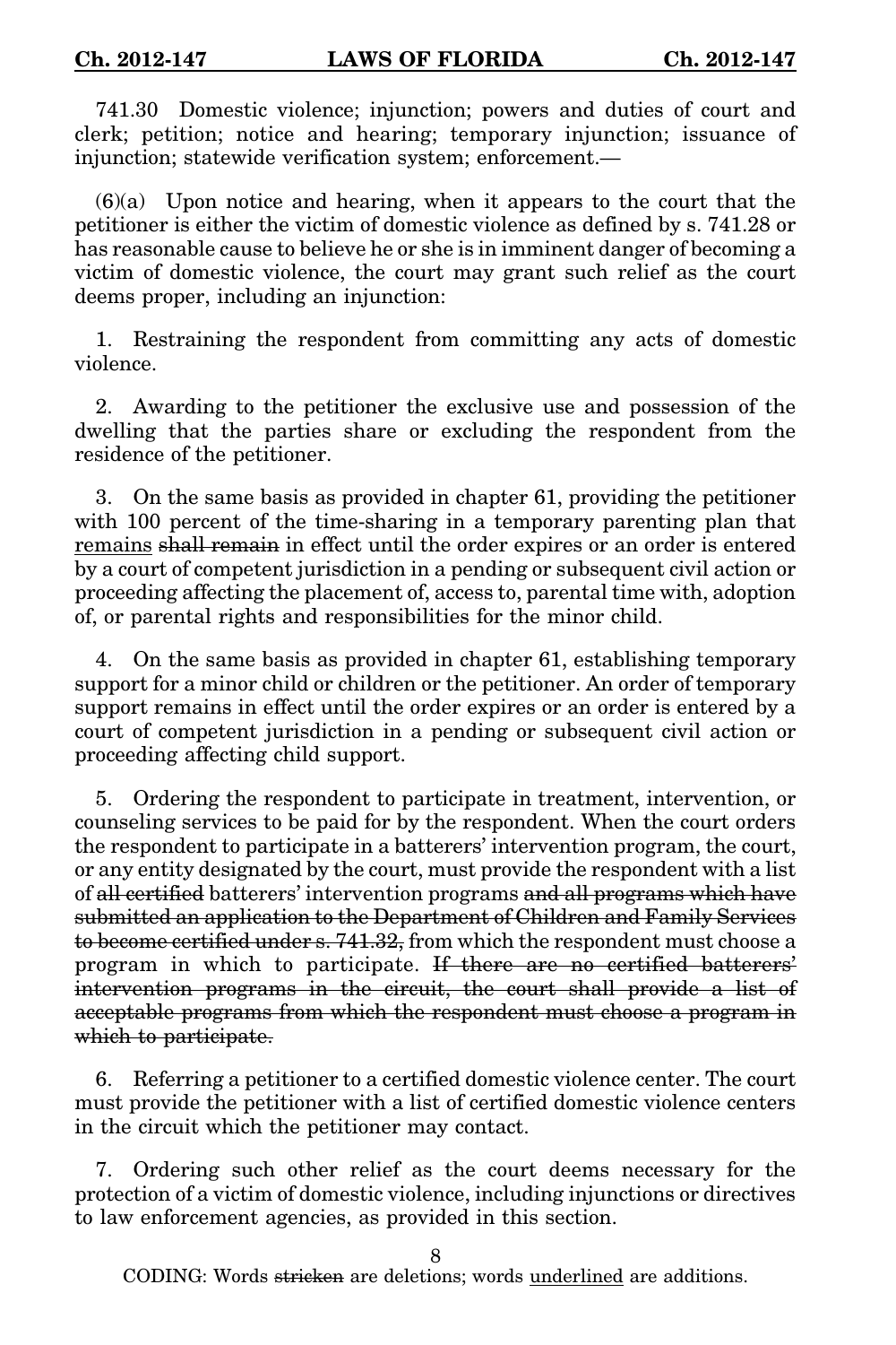741.30 Domestic violence; injunction; powers and duties of court and clerk; petition; notice and hearing; temporary injunction; issuance of injunction; statewide verification system; enforcement.—

(6)(a) Upon notice and hearing, when it appears to the court that the petitioner is either the victim of domestic violence as defined by s. 741.28 or has reasonable cause to believe he or she is in imminent danger of becoming a victim of domestic violence, the court may grant such relief as the court deems proper, including an injunction:

1. Restraining the respondent from committing any acts of domestic violence.

2. Awarding to the petitioner the exclusive use and possession of the dwelling that the parties share or excluding the respondent from the residence of the petitioner.

3. On the same basis as provided in chapter 61, providing the petitioner with 100 percent of the time-sharing in a temporary parenting plan that <u>remains</u> ~~shall remain~~ in effect until the order expires or an order is entered by a court of competent jurisdiction in a pending or subsequent civil action or proceeding affecting the placement of, access to, parental time with, adoption of, or parental rights and responsibilities for the minor child.

4. On the same basis as provided in chapter 61, establishing temporary support for a minor child or children or the petitioner. An order of temporary support remains in effect until the order expires or an order is entered by a court of competent jurisdiction in a pending or subsequent civil action or proceeding affecting child support.

5. Ordering the respondent to participate in treatment, intervention, or counseling services to be paid for by the respondent. When the court orders the respondent to participate in a batterers' intervention program, the court, or any entity designated by the court, must provide the respondent with a list of ~~all certified~~ batterers' intervention programs ~~and all programs which have submitted an application to the Department of Children and Family Services to become certified under s. 741.32,~~ from which the respondent must choose a program in which to participate. ~~If there are no certified batterers' intervention programs in the circuit, the court shall provide a list of acceptable programs from which the respondent must choose a program in which to participate.~~

6. Referring a petitioner to a certified domestic violence center. The court must provide the petitioner with a list of certified domestic violence centers in the circuit which the petitioner may contact.

7. Ordering such other relief as the court deems necessary for the protection of a victim of domestic violence, including injunctions or directives to law enforcement agencies, as provided in this section.

CODING: Words ~~stricken~~ are deletions; words <u>underlined</u> are additions.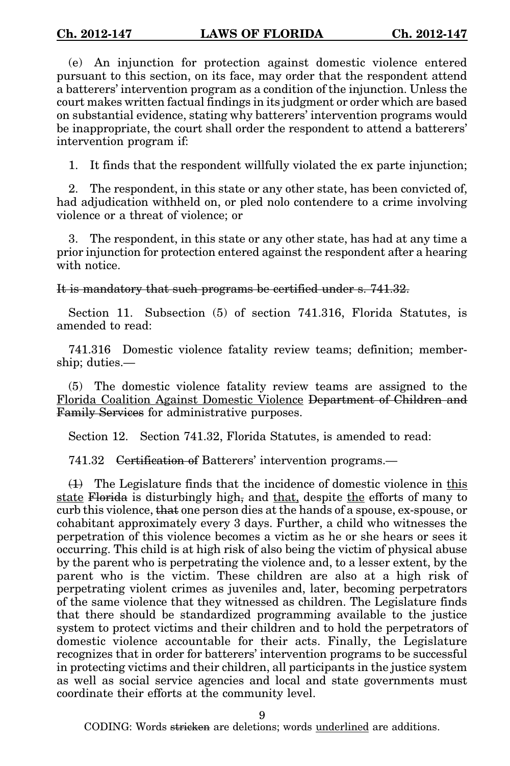(e) An injunction for protection against domestic violence entered pursuant to this section, on its face, may order that the respondent attend a batterers' intervention program as a condition of the injunction. Unless the court makes written factual findings in its judgment or order which are based on substantial evidence, stating why batterers' intervention programs would be inappropriate, the court shall order the respondent to attend a batterers' intervention program if:

1. It finds that the respondent willfully violated the ex parte injunction;

2. The respondent, in this state or any other state, has been convicted of, had adjudication withheld on, or pled nolo contendere to a crime involving violence or a threat of violence; or

3. The respondent, in this state or any other state, has had at any time a prior injunction for protection entered against the respondent after a hearing with notice.

~~It is mandatory that such programs be certified under s. 741.32.~~

Section 11. Subsection (5) of section 741.316, Florida Statutes, is amended to read:

741.316 Domestic violence fatality review teams; definition; membership; duties.—

(5) The domestic violence fatality review teams are assigned to the <u>Florida Coalition Against Domestic Violence</u> ~~Department of Children and Family Services~~ for administrative purposes.

Section 12. Section 741.32, Florida Statutes, is amended to read:

741.32 ~~Certification of~~ Batterers' intervention programs.—

~~(1)~~ The Legislature finds that the incidence of domestic violence in <u>this state</u> ~~Florida~~ is disturbingly high~~,~~ and <u>that,</u> despite <u>the</u> efforts of many to curb this violence, ~~that~~ one person dies at the hands of a spouse, ex-spouse, or cohabitant approximately every 3 days. Further, a child who witnesses the perpetration of this violence becomes a victim as he or she hears or sees it occurring. This child is at high risk of also being the victim of physical abuse by the parent who is perpetrating the violence and, to a lesser extent, by the parent who is the victim. These children are also at a high risk of perpetrating violent crimes as juveniles and, later, becoming perpetrators of the same violence that they witnessed as children. The Legislature finds that there should be standardized programming available to the justice system to protect victims and their children and to hold the perpetrators of domestic violence accountable for their acts. Finally, the Legislature recognizes that in order for batterers' intervention programs to be successful in protecting victims and their children, all participants in the justice system as well as social service agencies and local and state governments must coordinate their efforts at the community level.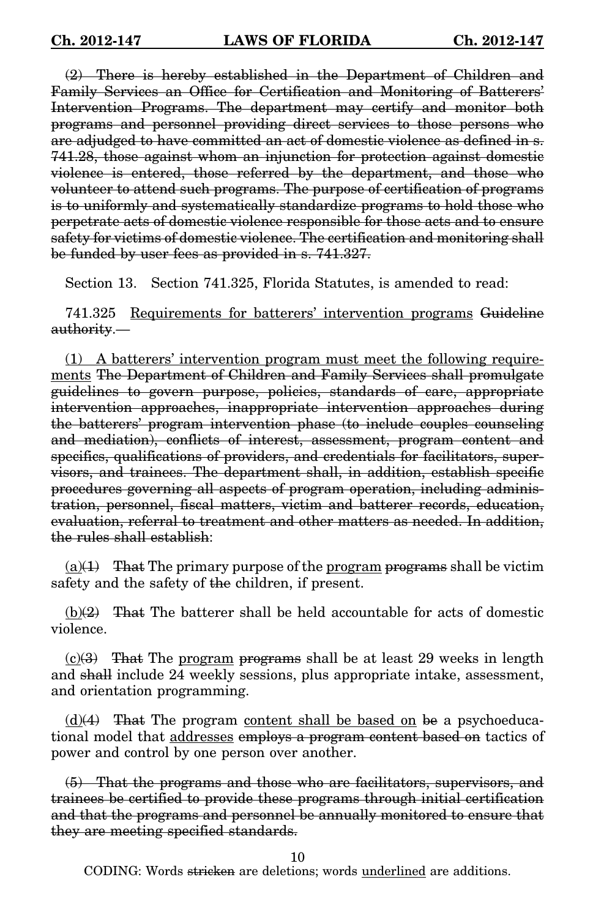~~(2) There is hereby established in the Department of Children and Family Services an Office for Certification and Monitoring of Batterers' Intervention Programs. The department may certify and monitor both programs and personnel providing direct services to those persons who are adjudged to have committed an act of domestic violence as defined in s. 741.28, those against whom an injunction for protection against domestic violence is entered, those referred by the department, and those who volunteer to attend such programs. The purpose of certification of programs is to uniformly and systematically standardize programs to hold those who perpetrate acts of domestic violence responsible for those acts and to ensure safety for victims of domestic violence. The certification and monitoring shall be funded by user fees as provided in s. 741.327.~~

Section 13. Section 741.325, Florida Statutes, is amended to read:

741.325 <u>Requirements for batterers' intervention programs</u> ~~Guideline authority~~.—

<u>(1) A batterers' intervention program must meet the following requirements</u> ~~The Department of Children and Family Services shall promulgate guidelines to govern purpose, policies, standards of care, appropriate intervention approaches, inappropriate intervention approaches during the batterers' program intervention phase (to include couples counseling and mediation), conflicts of interest, assessment, program content and specifics, qualifications of providers, and credentials for facilitators, supervisors, and trainees. The department shall, in addition, establish specific procedures governing all aspects of program operation, including administration, personnel, fiscal matters, victim and batterer records, education, evaluation, referral to treatment and other matters as needed. In addition, the rules shall establish~~:

<u>(a)</u>~~(1)~~ ~~That~~ The primary purpose of the <u>program</u> ~~programs~~ shall be victim safety and the safety of ~~the~~ children, if present.

<u>(b)</u>~~(2)~~ ~~That~~ The batterer shall be held accountable for acts of domestic violence.

<u>(c)</u>~~(3)~~ ~~That~~ The <u>program</u> ~~programs~~ shall be at least 29 weeks in length and ~~shall~~ include 24 weekly sessions, plus appropriate intake, assessment, and orientation programming.

<u>(d)</u>~~(4)~~ ~~That~~ The program <u>content shall be based on</u> ~~be~~ a psychoeducational model that <u>addresses</u> ~~employs a program content based on~~ tactics of power and control by one person over another.

~~(5) That the programs and those who are facilitators, supervisors, and trainees be certified to provide these programs through initial certification and that the programs and personnel be annually monitored to ensure that they are meeting specified standards.~~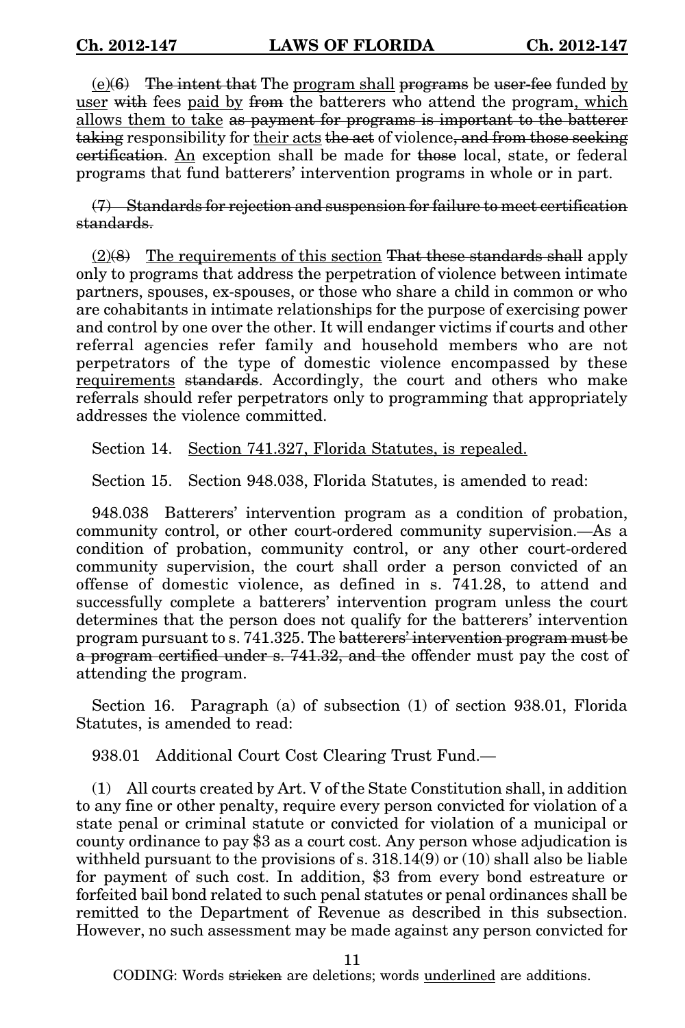(e)~~(6)~~ ~~The intent that~~ The <u>program shall</u> ~~programs~~ be ~~user-fee~~ funded <u>by user</u> ~~with~~ fees <u>paid by</u> ~~from~~ the batterers who attend the program<u>, which allows them to take</u> ~~as payment for programs is important to the batterer taking~~ responsibility for <u>their acts</u> ~~the act~~ of violence~~, and from those seeking certification~~. <u>An</u> exception shall be made for ~~those~~ local, state, or federal programs that fund batterers' intervention programs in whole or in part.

~~(7) Standards for rejection and suspension for failure to meet certification standards.~~

<u>(2)</u>~~(8)~~ <u>The requirements of this section</u> ~~That these standards shall~~ apply only to programs that address the perpetration of violence between intimate partners, spouses, ex-spouses, or those who share a child in common or who are cohabitants in intimate relationships for the purpose of exercising power and control by one over the other. It will endanger victims if courts and other referral agencies refer family and household members who are not perpetrators of the type of domestic violence encompassed by these <u>requirements</u> ~~standards~~. Accordingly, the court and others who make referrals should refer perpetrators only to programming that appropriately addresses the violence committed.

Section 14. <u>Section 741.327, Florida Statutes, is repealed.</u>

Section 15. Section 948.038, Florida Statutes, is amended to read:

948.038 Batterers' intervention program as a condition of probation, community control, or other court-ordered community supervision.—As a condition of probation, community control, or any other court-ordered community supervision, the court shall order a person convicted of an offense of domestic violence, as defined in s. 741.28, to attend and successfully complete a batterers' intervention program unless the court determines that the person does not qualify for the batterers' intervention program pursuant to s. 741.325. The ~~batterers' intervention program must be a program certified under s. 741.32, and the~~ offender must pay the cost of attending the program.

Section 16. Paragraph (a) of subsection (1) of section 938.01, Florida Statutes, is amended to read:

938.01 Additional Court Cost Clearing Trust Fund.—

(1) All courts created by Art. V of the State Constitution shall, in addition to any fine or other penalty, require every person convicted for violation of a state penal or criminal statute or convicted for violation of a municipal or county ordinance to pay $3 as a court cost. Any person whose adjudication is withheld pursuant to the provisions of s. 318.14(9) or (10) shall also be liable for payment of such cost. In addition, $3 from every bond estreature or forfeited bail bond related to such penal statutes or penal ordinances shall be remitted to the Department of Revenue as described in this subsection. However, no such assessment may be made against any person convicted for

CODING: Words ~~stricken~~ are deletions; words <u>underlined</u> are additions.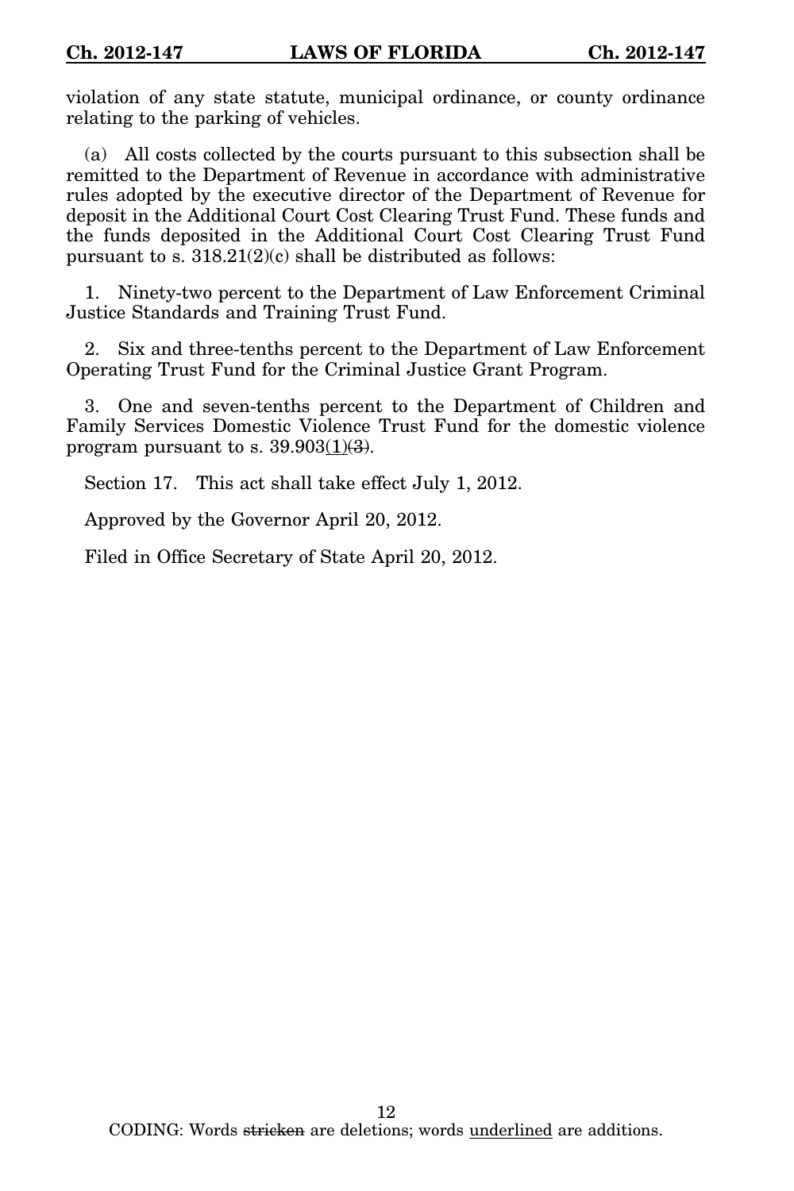violation of any state statute, municipal ordinance, or county ordinance relating to the parking of vehicles.

(a) All costs collected by the courts pursuant to this subsection shall be remitted to the Department of Revenue in accordance with administrative rules adopted by the executive director of the Department of Revenue for deposit in the Additional Court Cost Clearing Trust Fund. These funds and the funds deposited in the Additional Court Cost Clearing Trust Fund pursuant to s. 318.21(2)(c) shall be distributed as follows:

1. Ninety-two percent to the Department of Law Enforcement Criminal Justice Standards and Training Trust Fund.

2. Six and three-tenths percent to the Department of Law Enforcement Operating Trust Fund for the Criminal Justice Grant Program.

3. One and seven-tenths percent to the Department of Children and Family Services Domestic Violence Trust Fund for the domestic violence program pursuant to s. 39.903<u>(1)</u>~~(3)~~.

Section 17. This act shall take effect July 1, 2012.

Approved by the Governor April 20, 2012.

Filed in Office Secretary of State April 20, 2012.

CODING: Words ~~stricken~~ are deletions; words <u>underlined</u> are additions.